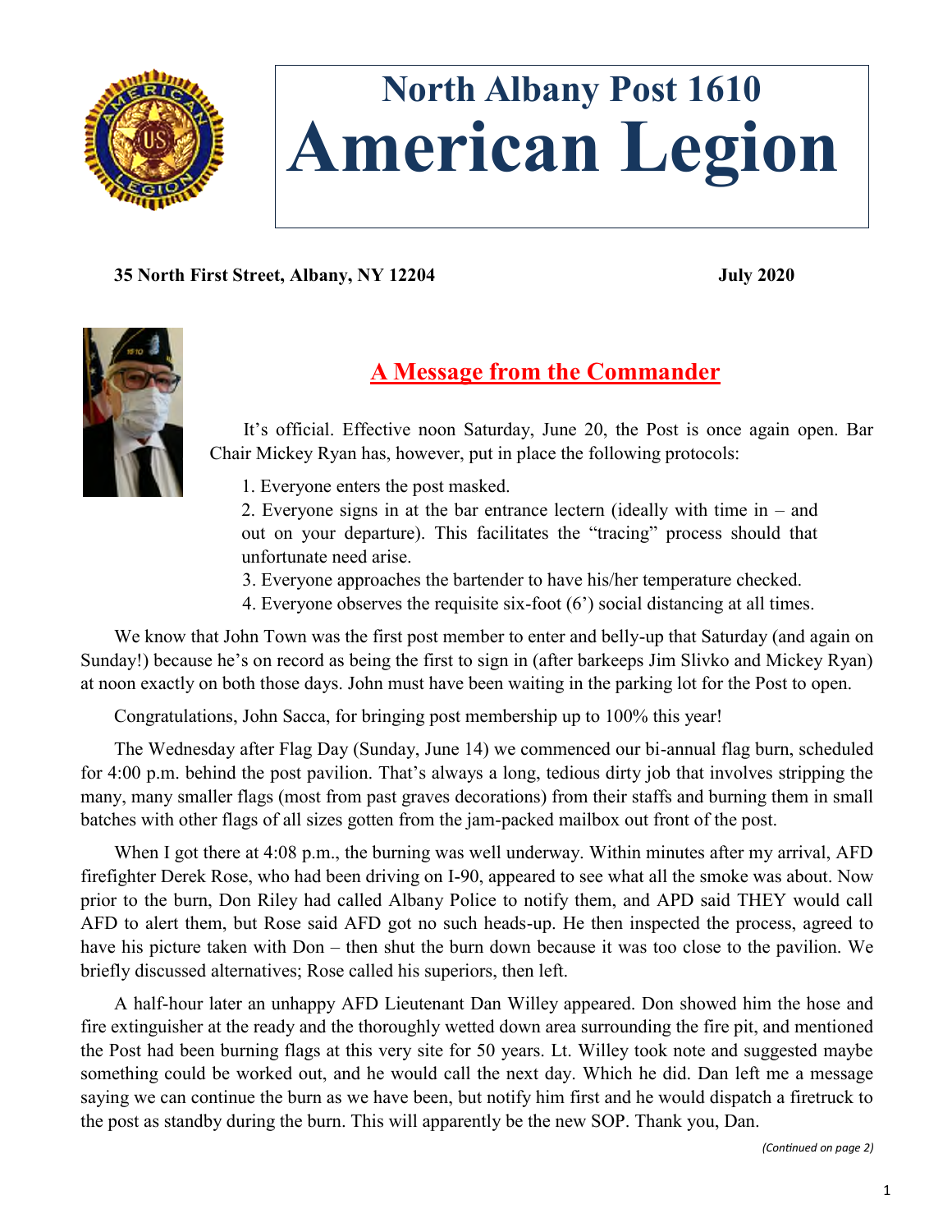# North Albany Post 1610
# American Legion

**35 North First Street, Albany, NY 12204** **July 2020**

## A Message from the Commander

It's official. Effective noon Saturday, June 20, the Post is once again open. Bar Chair Mickey Ryan has, however, put in place the following protocols:

1. Everyone enters the post masked.
2. Everyone signs in at the bar entrance lectern (ideally with time in – and out on your departure). This facilitates the "tracing" process should that unfortunate need arise.
3. Everyone approaches the bartender to have his/her temperature checked.
4. Everyone observes the requisite six-foot (6') social distancing at all times.

We know that John Town was the first post member to enter and belly-up that Saturday (and again on Sunday!) because he's on record as being the first to sign in (after barkeeps Jim Slivko and Mickey Ryan) at noon exactly on both those days. John must have been waiting in the parking lot for the Post to open.

Congratulations, John Sacca, for bringing post membership up to 100% this year!

The Wednesday after Flag Day (Sunday, June 14) we commenced our bi-annual flag burn, scheduled for 4:00 p.m. behind the post pavilion. That's always a long, tedious dirty job that involves stripping the many, many smaller flags (most from past graves decorations) from their staffs and burning them in small batches with other flags of all sizes gotten from the jam-packed mailbox out front of the post.

When I got there at 4:08 p.m., the burning was well underway. Within minutes after my arrival, AFD firefighter Derek Rose, who had been driving on I-90, appeared to see what all the smoke was about. Now prior to the burn, Don Riley had called Albany Police to notify them, and APD said THEY would call AFD to alert them, but Rose said AFD got no such heads-up. He then inspected the process, agreed to have his picture taken with Don – then shut the burn down because it was too close to the pavilion. We briefly discussed alternatives; Rose called his superiors, then left.

A half-hour later an unhappy AFD Lieutenant Dan Willey appeared. Don showed him the hose and fire extinguisher at the ready and the thoroughly wetted down area surrounding the fire pit, and mentioned the Post had been burning flags at this very site for 50 years. Lt. Willey took note and suggested maybe something could be worked out, and he would call the next day. Which he did. Dan left me a message saying we can continue the burn as we have been, but notify him first and he would dispatch a firetruck to the post as standby during the burn. This will apparently be the new SOP. Thank you, Dan.

*(Continued on page 2)*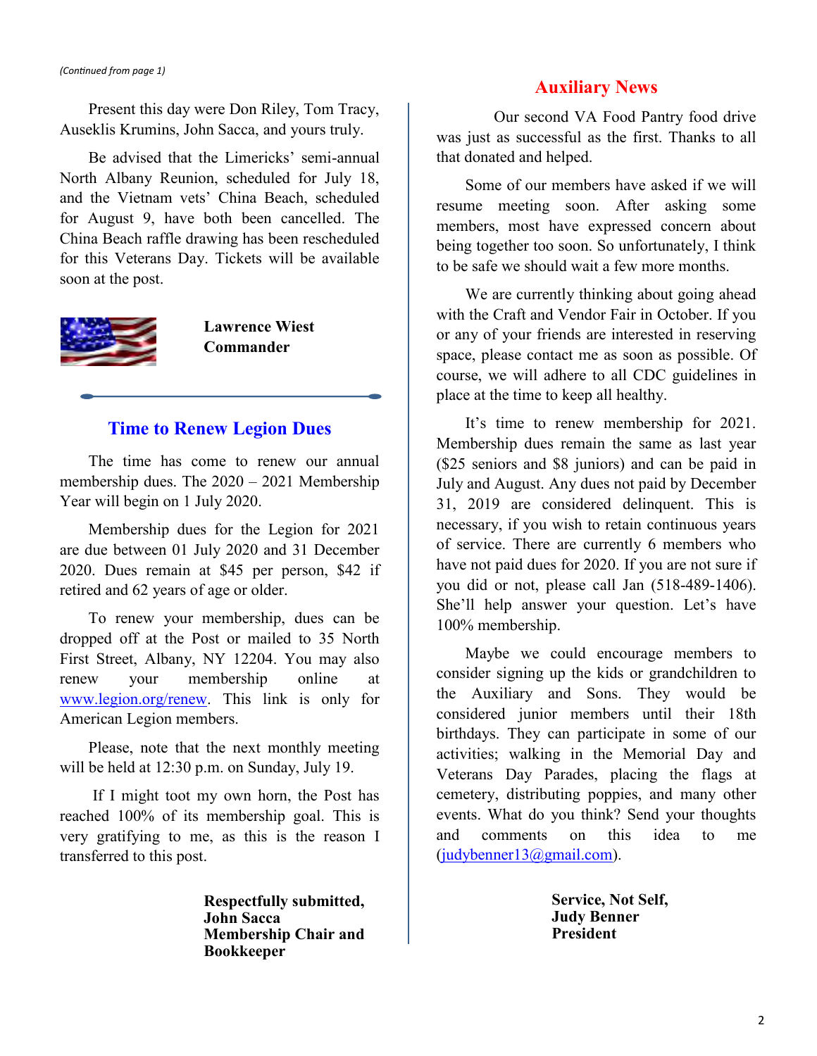*(Continued from page 1)*

Present this day were Don Riley, Tom Tracy, Auseklis Krumins, John Sacca, and yours truly.

Be advised that the Limericks' semi-annual North Albany Reunion, scheduled for July 18, and the Vietnam vets' China Beach, scheduled for August 9, have both been cancelled. The China Beach raffle drawing has been rescheduled for this Veterans Day. Tickets will be available soon at the post.

**Lawrence Wiest**
**Commander**

## Time to Renew Legion Dues

The time has come to renew our annual membership dues. The 2020 – 2021 Membership Year will begin on 1 July 2020.

Membership dues for the Legion for 2021 are due between 01 July 2020 and 31 December 2020. Dues remain at $45 per person, $42 if retired and 62 years of age or older.

To renew your membership, dues can be dropped off at the Post or mailed to 35 North First Street, Albany, NY 12204. You may also renew your membership online at www.legion.org/renew. This link is only for American Legion members.

Please, note that the next monthly meeting will be held at 12:30 p.m. on Sunday, July 19.

If I might toot my own horn, the Post has reached 100% of its membership goal. This is very gratifying to me, as this is the reason I transferred to this post.

**Respectfully submitted,**
**John Sacca**
**Membership Chair and Bookkeeper**

## Auxiliary News

Our second VA Food Pantry food drive was just as successful as the first. Thanks to all that donated and helped.

Some of our members have asked if we will resume meeting soon. After asking some members, most have expressed concern about being together too soon. So unfortunately, I think to be safe we should wait a few more months.

We are currently thinking about going ahead with the Craft and Vendor Fair in October. If you or any of your friends are interested in reserving space, please contact me as soon as possible. Of course, we will adhere to all CDC guidelines in place at the time to keep all healthy.

It's time to renew membership for 2021. Membership dues remain the same as last year ($25 seniors and $8 juniors) and can be paid in July and August. Any dues not paid by December 31, 2019 are considered delinquent. This is necessary, if you wish to retain continuous years of service. There are currently 6 members who have not paid dues for 2020. If you are not sure if you did or not, please call Jan (518-489-1406). She'll help answer your question. Let's have 100% membership.

Maybe we could encourage members to consider signing up the kids or grandchildren to the Auxiliary and Sons. They would be considered junior members until their 18th birthdays. They can participate in some of our activities; walking in the Memorial Day and Veterans Day Parades, placing the flags at cemetery, distributing poppies, and many other events. What do you think? Send your thoughts and comments on this idea to me (judybenner13@gmail.com).

**Service, Not Self,**
**Judy Benner**
**President**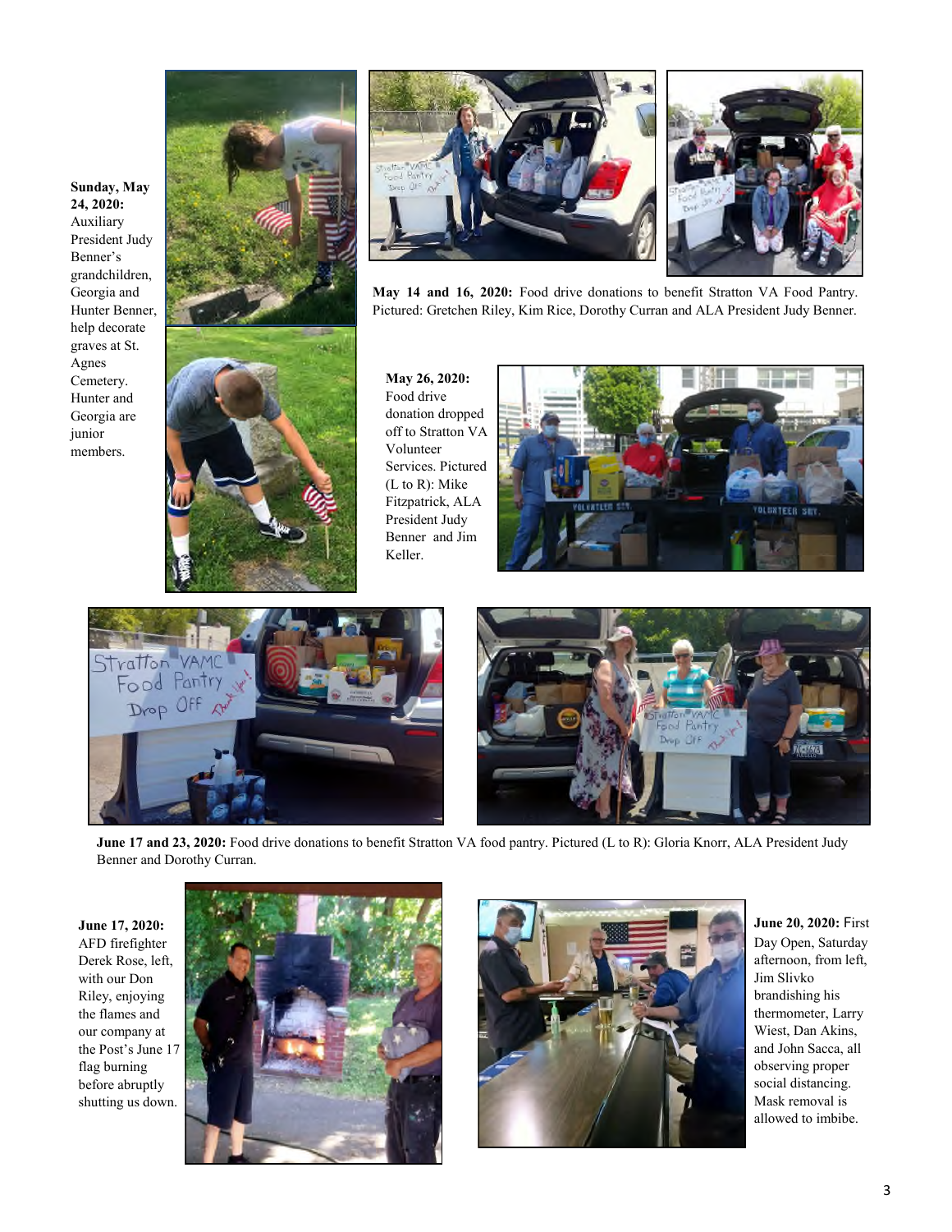**Sunday, May 24, 2020:** Auxiliary President Judy Benner's grandchildren, Georgia and Hunter Benner, help decorate graves at St. Agnes Cemetery. Hunter and Georgia are junior members.

**May 14 and 16, 2020:** Food drive donations to benefit Stratton VA Food Pantry. Pictured: Gretchen Riley, Kim Rice, Dorothy Curran and ALA President Judy Benner.

**May 26, 2020:** Food drive donation dropped off to Stratton VA Volunteer Services. Pictured (L to R): Mike Fitzpatrick, ALA President Judy Benner and Jim Keller.

**June 17 and 23, 2020:** Food drive donations to benefit Stratton VA food pantry. Pictured (L to R): Gloria Knorr, ALA President Judy Benner and Dorothy Curran.

**June 17, 2020:** AFD firefighter Derek Rose, left, with our Don Riley, enjoying the flames and our company at the Post's June 17 flag burning before abruptly shutting us down.

**June 20, 2020:** First Day Open, Saturday afternoon, from left, Jim Slivko brandishing his thermometer, Larry Wiest, Dan Akins, and John Sacca, all observing proper social distancing. Mask removal is allowed to imbibe.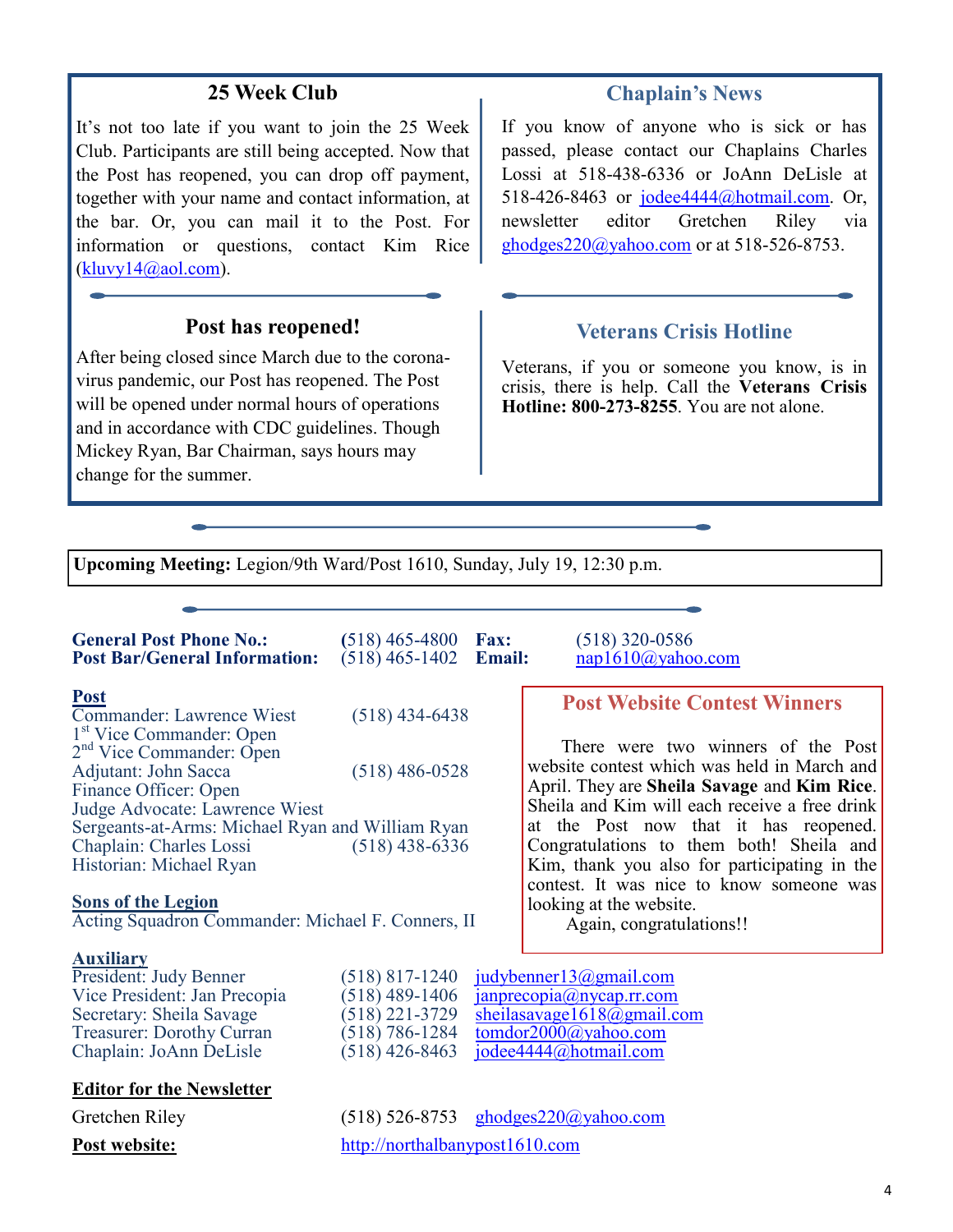## 25 Week Club

It's not too late if you want to join the 25 Week Club. Participants are still being accepted. Now that the Post has reopened, you can drop off payment, together with your name and contact information, at the bar. Or, you can mail it to the Post. For information or questions, contact Kim Rice (kluvy14@aol.com).

## Post has reopened!

After being closed since March due to the corona-virus pandemic, our Post has reopened. The Post will be opened under normal hours of operations and in accordance with CDC guidelines. Though Mickey Ryan, Bar Chairman, says hours may change for the summer.

## Chaplain's News

If you know of anyone who is sick or has passed, please contact our Chaplains Charles Lossi at 518-438-6336 or JoAnn DeLisle at 518-426-8463 or jodee4444@hotmail.com. Or, newsletter editor Gretchen Riley via ghodges220@yahoo.com or at 518-526-8753.

## Veterans Crisis Hotline

Veterans, if you or someone you know, is in crisis, there is help. Call the **Veterans Crisis Hotline: 800-273-8255**. You are not alone.

**Upcoming Meeting:** Legion/9th Ward/Post 1610, Sunday, July 19, 12:30 p.m.

**General Post Phone No.:** (518) 465-4800 **Fax:** (518) 320-0586
**Post Bar/General Information:** (518) 465-1402 **Email:** nap1610@yahoo.com

**Post**

Commander: Lawrence Wiest (518) 434-6438
1st Vice Commander: Open
2nd Vice Commander: Open
Adjutant: John Sacca (518) 486-0528
Finance Officer: Open
Judge Advocate: Lawrence Wiest
Sergeants-at-Arms: Michael Ryan and William Ryan
Chaplain: Charles Lossi (518) 438-6336
Historian: Michael Ryan

**Sons of the Legion**

Acting Squadron Commander: Michael F. Conners, II

**Auxiliary**

| | | |
|---|---|---|
| President: Judy Benner | (518) 817-1240 | judybenner13@gmail.com |
| Vice President: Jan Precopia | (518) 489-1406 | janprecopia@nycap.rr.com |
| Secretary: Sheila Savage | (518) 221-3729 | sheilasavage1618@gmail.com |
| Treasurer: Dorothy Curran | (518) 786-1284 | tomdor2000@yahoo.com |
| Chaplain: JoAnn DeLisle | (518) 426-8463 | jodee4444@hotmail.com |

**Editor for the Newsletter**

Gretchen Riley (518) 526-8753 ghodges220@yahoo.com

**Post website:** http://northalbanypost1610.com

## Post Website Contest Winners

There were two winners of the Post website contest which was held in March and April. They are **Sheila Savage** and **Kim Rice**. Sheila and Kim will each receive a free drink at the Post now that it has reopened. Congratulations to them both! Sheila and Kim, thank you also for participating in the contest. It was nice to know someone was looking at the website.

Again, congratulations!!